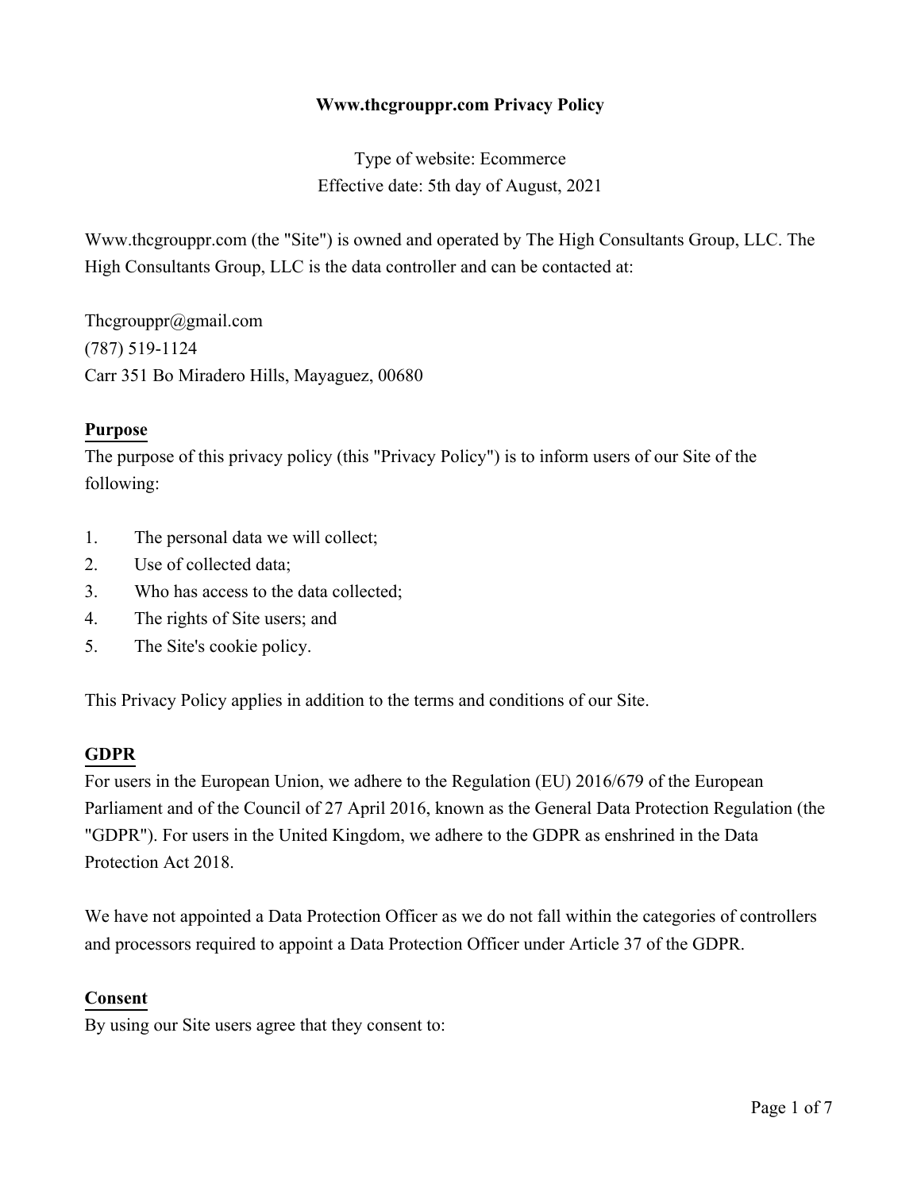# Www.thcgrouppr.com Privacy Policy

Type of website: Ecommerce
Effective date: 5th day of August, 2021

Www.thcgrouppr.com (the "Site") is owned and operated by The High Consultants Group, LLC. The High Consultants Group, LLC is the data controller and can be contacted at:

Thcgrouppr@gmail.com
(787) 519-1124
Carr 351 Bo Miradero Hills, Mayaguez, 00680

## Purpose

The purpose of this privacy policy (this "Privacy Policy") is to inform users of our Site of the following:

1. The personal data we will collect;
2. Use of collected data;
3. Who has access to the data collected;
4. The rights of Site users; and
5. The Site's cookie policy.

This Privacy Policy applies in addition to the terms and conditions of our Site.

## GDPR

For users in the European Union, we adhere to the Regulation (EU) 2016/679 of the European Parliament and of the Council of 27 April 2016, known as the General Data Protection Regulation (the "GDPR"). For users in the United Kingdom, we adhere to the GDPR as enshrined in the Data Protection Act 2018.

We have not appointed a Data Protection Officer as we do not fall within the categories of controllers and processors required to appoint a Data Protection Officer under Article 37 of the GDPR.

## Consent

By using our Site users agree that they consent to: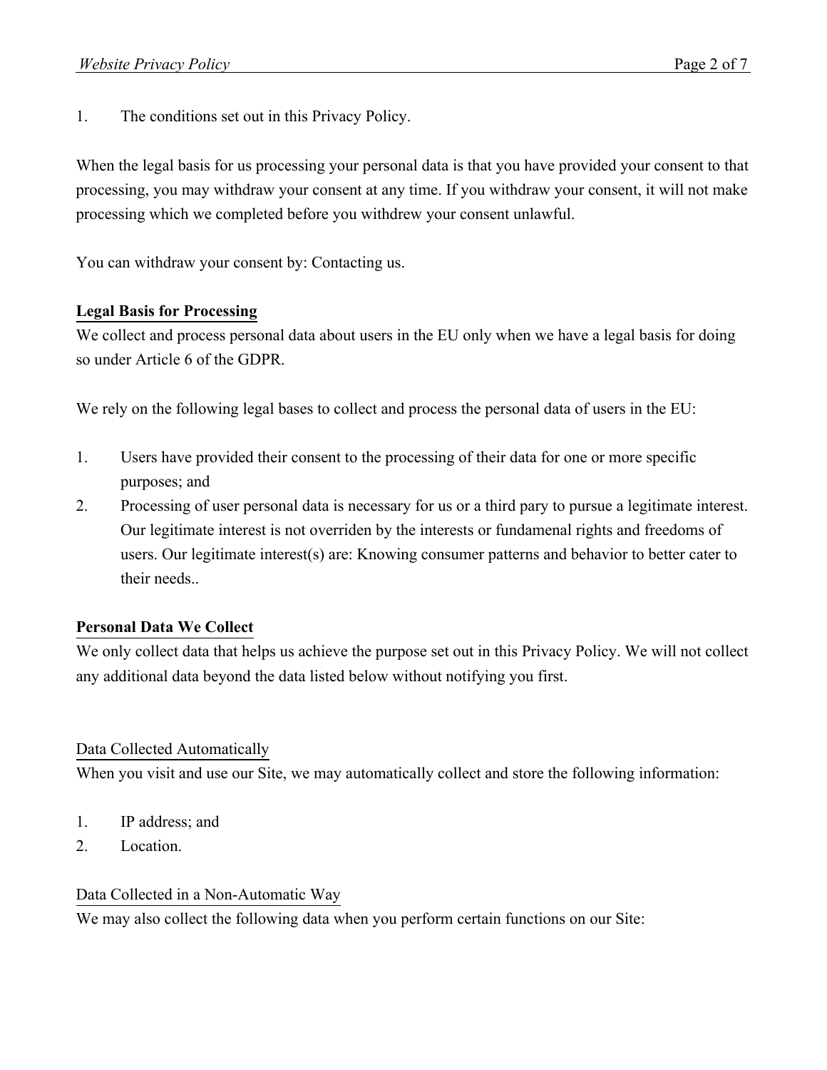1. The conditions set out in this Privacy Policy.

When the legal basis for us processing your personal data is that you have provided your consent to that processing, you may withdraw your consent at any time. If you withdraw your consent, it will not make processing which we completed before you withdrew your consent unlawful.

You can withdraw your consent by: Contacting us.

## Legal Basis for Processing

We collect and process personal data about users in the EU only when we have a legal basis for doing so under Article 6 of the GDPR.

We rely on the following legal bases to collect and process the personal data of users in the EU:

1. Users have provided their consent to the processing of their data for one or more specific purposes; and
2. Processing of user personal data is necessary for us or a third pary to pursue a legitimate interest. Our legitimate interest is not overriden by the interests or fundamenal rights and freedoms of users. Our legitimate interest(s) are: Knowing consumer patterns and behavior to better cater to their needs..

## Personal Data We Collect

We only collect data that helps us achieve the purpose set out in this Privacy Policy. We will not collect any additional data beyond the data listed below without notifying you first.

### Data Collected Automatically

When you visit and use our Site, we may automatically collect and store the following information:

1. IP address; and
2. Location.

### Data Collected in a Non-Automatic Way

We may also collect the following data when you perform certain functions on our Site: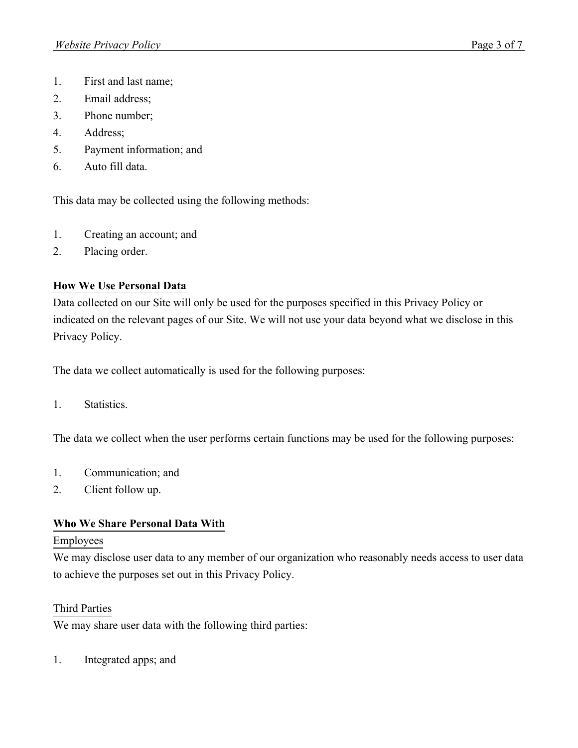1. First and last name;
2. Email address;
3. Phone number;
4. Address;
5. Payment information; and
6. Auto fill data.

This data may be collected using the following methods:

1. Creating an account; and
2. Placing order.

## How We Use Personal Data

Data collected on our Site will only be used for the purposes specified in this Privacy Policy or indicated on the relevant pages of our Site. We will not use your data beyond what we disclose in this Privacy Policy.

The data we collect automatically is used for the following purposes:

1. Statistics.

The data we collect when the user performs certain functions may be used for the following purposes:

1. Communication; and
2. Client follow up.

## Who We Share Personal Data With

### Employees

We may disclose user data to any member of our organization who reasonably needs access to user data to achieve the purposes set out in this Privacy Policy.

### Third Parties

We may share user data with the following third parties:

1. Integrated apps; and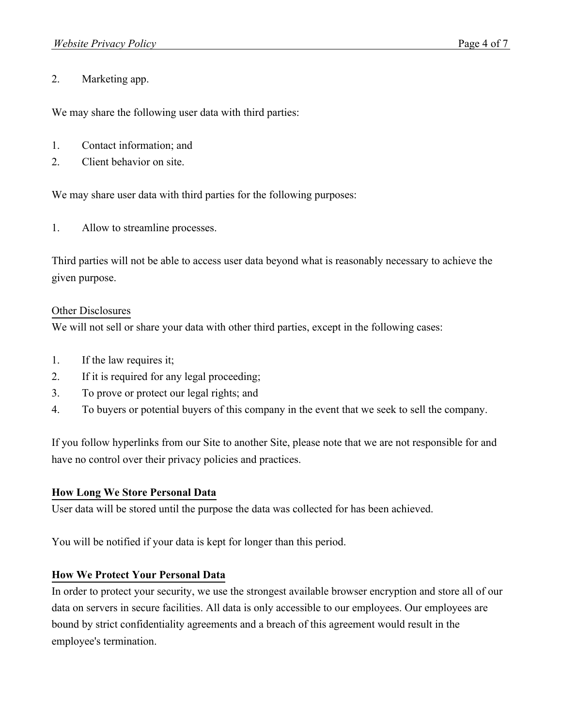2. Marketing app.

We may share the following user data with third parties:

1. Contact information; and
2. Client behavior on site.

We may share user data with third parties for the following purposes:

1. Allow to streamline processes.

Third parties will not be able to access user data beyond what is reasonably necessary to achieve the given purpose.

Other Disclosures

We will not sell or share your data with other third parties, except in the following cases:

1. If the law requires it;
2. If it is required for any legal proceeding;
3. To prove or protect our legal rights; and
4. To buyers or potential buyers of this company in the event that we seek to sell the company.

If you follow hyperlinks from our Site to another Site, please note that we are not responsible for and have no control over their privacy policies and practices.

**How Long We Store Personal Data**

User data will be stored until the purpose the data was collected for has been achieved.

You will be notified if your data is kept for longer than this period.

**How We Protect Your Personal Data**

In order to protect your security, we use the strongest available browser encryption and store all of our data on servers in secure facilities. All data is only accessible to our employees. Our employees are bound by strict confidentiality agreements and a breach of this agreement would result in the employee's termination.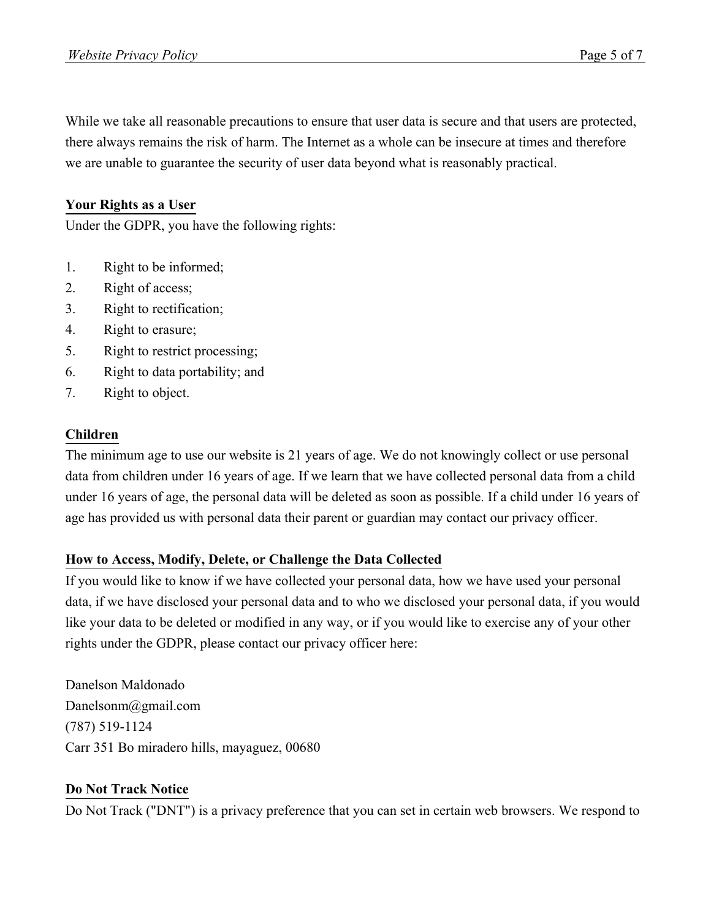While we take all reasonable precautions to ensure that user data is secure and that users are protected, there always remains the risk of harm. The Internet as a whole can be insecure at times and therefore we are unable to guarantee the security of user data beyond what is reasonably practical.

**Your Rights as a User**

Under the GDPR, you have the following rights:

1. Right to be informed;
2. Right of access;
3. Right to rectification;
4. Right to erasure;
5. Right to restrict processing;
6. Right to data portability; and
7. Right to object.

**Children**

The minimum age to use our website is 21 years of age. We do not knowingly collect or use personal data from children under 16 years of age. If we learn that we have collected personal data from a child under 16 years of age, the personal data will be deleted as soon as possible. If a child under 16 years of age has provided us with personal data their parent or guardian may contact our privacy officer.

**How to Access, Modify, Delete, or Challenge the Data Collected**

If you would like to know if we have collected your personal data, how we have used your personal data, if we have disclosed your personal data and to who we disclosed your personal data, if you would like your data to be deleted or modified in any way, or if you would like to exercise any of your other rights under the GDPR, please contact our privacy officer here:

Danelson Maldonado
Danelsonm@gmail.com
(787) 519-1124
Carr 351 Bo miradero hills, mayaguez, 00680

**Do Not Track Notice**

Do Not Track ("DNT") is a privacy preference that you can set in certain web browsers. We respond to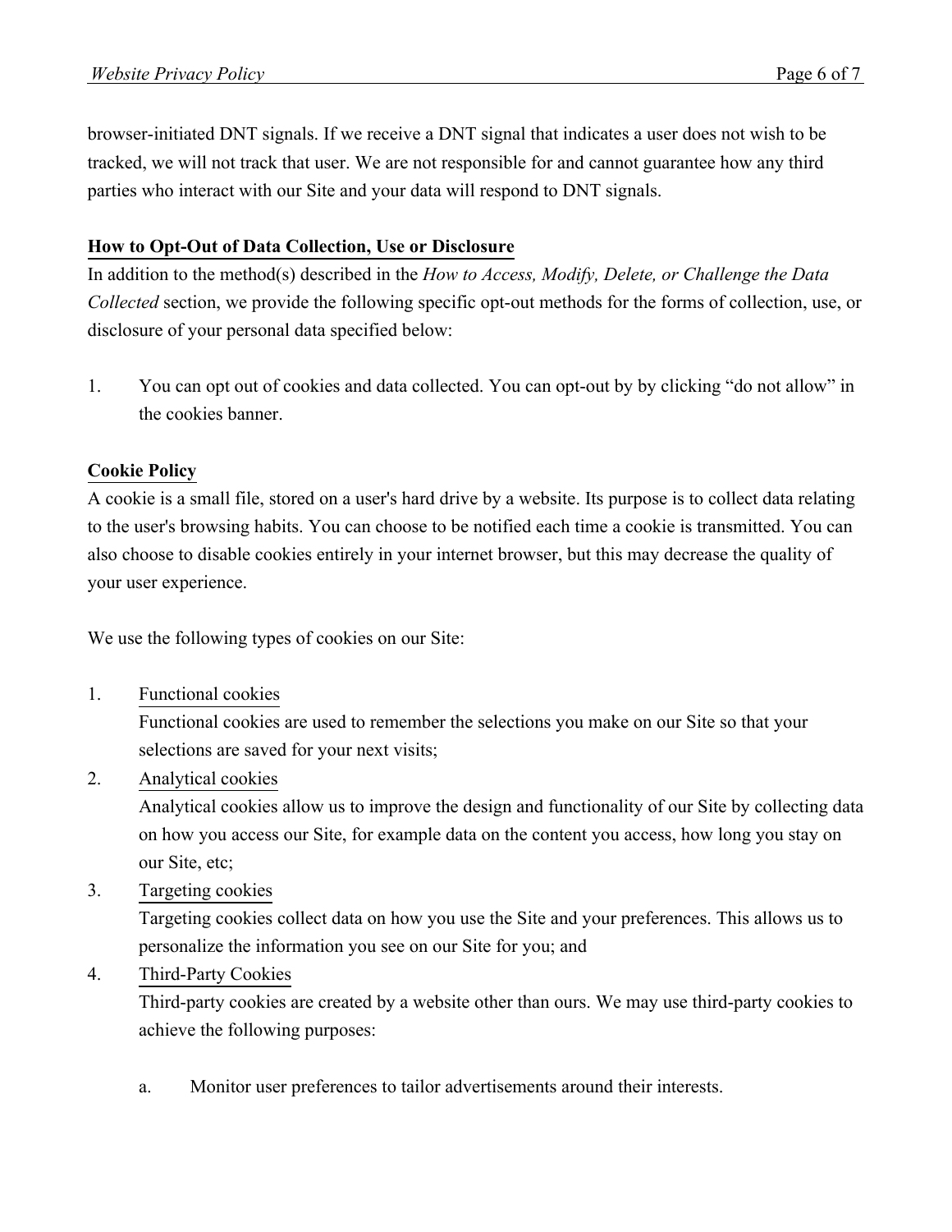browser-initiated DNT signals. If we receive a DNT signal that indicates a user does not wish to be tracked, we will not track that user. We are not responsible for and cannot guarantee how any third parties who interact with our Site and your data will respond to DNT signals.

**How to Opt-Out of Data Collection, Use or Disclosure**

In addition to the method(s) described in the *How to Access, Modify, Delete, or Challenge the Data Collected* section, we provide the following specific opt-out methods for the forms of collection, use, or disclosure of your personal data specified below:

1. You can opt out of cookies and data collected. You can opt-out by by clicking "do not allow" in the cookies banner.

**Cookie Policy**

A cookie is a small file, stored on a user's hard drive by a website. Its purpose is to collect data relating to the user's browsing habits. You can choose to be notified each time a cookie is transmitted. You can also choose to disable cookies entirely in your internet browser, but this may decrease the quality of your user experience.

We use the following types of cookies on our Site:

1. Functional cookies

   Functional cookies are used to remember the selections you make on our Site so that your selections are saved for your next visits;

2. Analytical cookies

   Analytical cookies allow us to improve the design and functionality of our Site by collecting data on how you access our Site, for example data on the content you access, how long you stay on our Site, etc;

3. Targeting cookies

   Targeting cookies collect data on how you use the Site and your preferences. This allows us to personalize the information you see on our Site for you; and

4. Third-Party Cookies

   Third-party cookies are created by a website other than ours. We may use third-party cookies to achieve the following purposes:

   a. Monitor user preferences to tailor advertisements around their interests.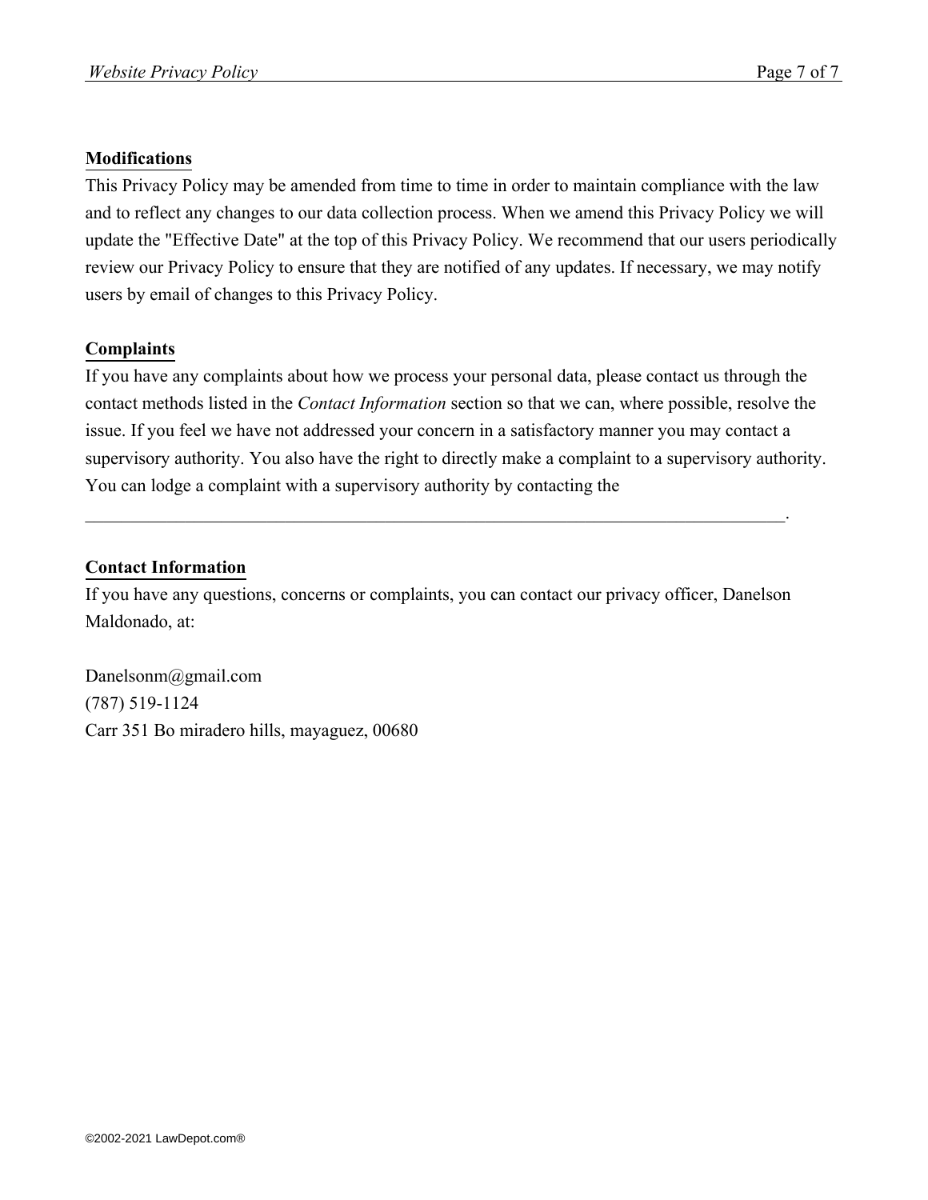**Modifications**

This Privacy Policy may be amended from time to time in order to maintain compliance with the law and to reflect any changes to our data collection process. When we amend this Privacy Policy we will update the "Effective Date" at the top of this Privacy Policy. We recommend that our users periodically review our Privacy Policy to ensure that they are notified of any updates. If necessary, we may notify users by email of changes to this Privacy Policy.

**Complaints**

If you have any complaints about how we process your personal data, please contact us through the contact methods listed in the *Contact Information* section so that we can, where possible, resolve the issue. If you feel we have not addressed your concern in a satisfactory manner you may contact a supervisory authority. You also have the right to directly make a complaint to a supervisory authority. You can lodge a complaint with a supervisory authority by contacting the ________________________________________________________________________.

**Contact Information**

If you have any questions, concerns or complaints, you can contact our privacy officer, Danelson Maldonado, at:

Danelsonm@gmail.com
(787) 519-1124
Carr 351 Bo miradero hills, mayaguez, 00680

©2002-2021 LawDepot.com®